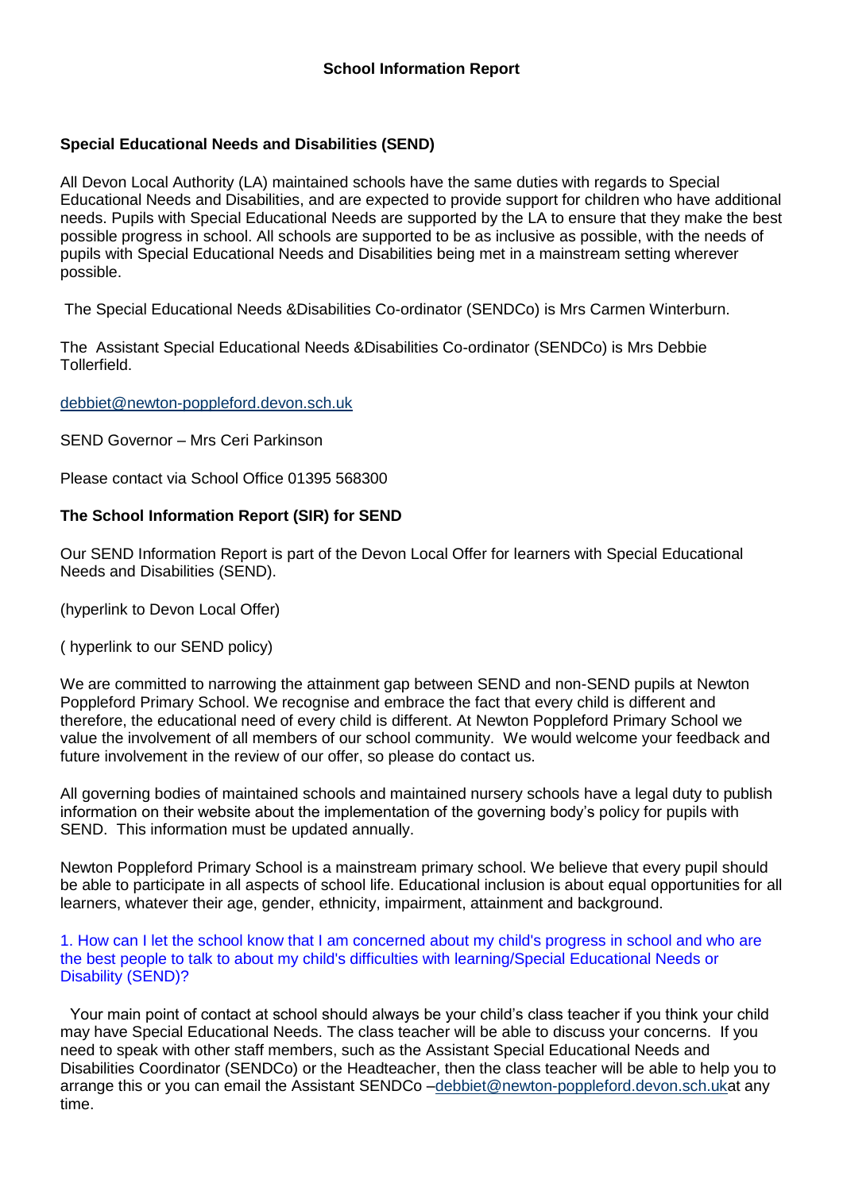# School Information Report

## Special Educational Needs and Disabilities (SEND)

All Devon Local Authority (LA) maintained schools have the same duties with regards to Special Educational Needs and Disabilities, and are expected to provide support for children who have additional needs. Pupils with Special Educational Needs are supported by the LA to ensure that they make the best possible progress in school. All schools are supported to be as inclusive as possible, with the needs of pupils with Special Educational Needs and Disabilities being met in a mainstream setting wherever possible.

The Special Educational Needs &Disabilities Co-ordinator (SENDCo) is Mrs Carmen Winterburn.

The Assistant Special Educational Needs &Disabilities Co-ordinator (SENDCo) is Mrs Debbie Tollerfield.

debbiet@newton-poppleford.devon.sch.uk

SEND Governor – Mrs Ceri Parkinson

Please contact via School Office 01395 568300

## The School Information Report (SIR) for SEND

Our SEND Information Report is part of the Devon Local Offer for learners with Special Educational Needs and Disabilities (SEND).

(hyperlink to Devon Local Offer)

( hyperlink to our SEND policy)

We are committed to narrowing the attainment gap between SEND and non-SEND pupils at Newton Poppleford Primary School. We recognise and embrace the fact that every child is different and therefore, the educational need of every child is different. At Newton Poppleford Primary School we value the involvement of all members of our school community. We would welcome your feedback and future involvement in the review of our offer, so please do contact us.

All governing bodies of maintained schools and maintained nursery schools have a legal duty to publish information on their website about the implementation of the governing body's policy for pupils with SEND. This information must be updated annually.

Newton Poppleford Primary School is a mainstream primary school. We believe that every pupil should be able to participate in all aspects of school life. Educational inclusion is about equal opportunities for all learners, whatever their age, gender, ethnicity, impairment, attainment and background.

### 1. How can I let the school know that I am concerned about my child's progress in school and who are the best people to talk to about my child's difficulties with learning/Special Educational Needs or Disability (SEND)?

Your main point of contact at school should always be your child's class teacher if you think your child may have Special Educational Needs. The class teacher will be able to discuss your concerns. If you need to speak with other staff members, such as the Assistant Special Educational Needs and Disabilities Coordinator (SENDCo) or the Headteacher, then the class teacher will be able to help you to arrange this or you can email the Assistant SENDCo –debbiet@newton-poppleford.devon.sch.ukat any time.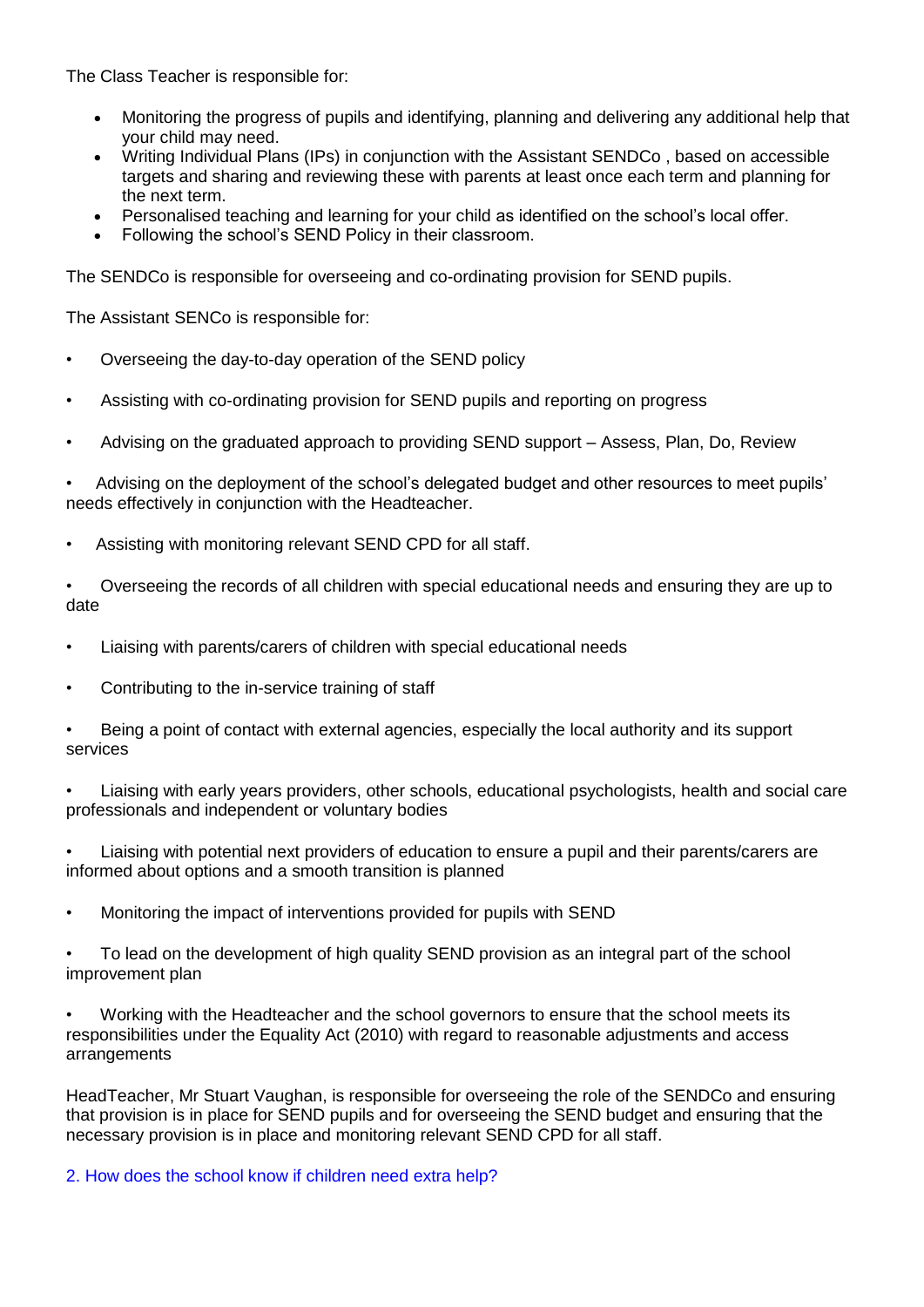The Class Teacher is responsible for:

- Monitoring the progress of pupils and identifying, planning and delivering any additional help that your child may need.
- Writing Individual Plans (IPs) in conjunction with the Assistant SENDCo , based on accessible targets and sharing and reviewing these with parents at least once each term and planning for the next term.
- Personalised teaching and learning for your child as identified on the school's local offer.
- Following the school's SEND Policy in their classroom.

The SENDCo is responsible for overseeing and co-ordinating provision for SEND pupils.

The Assistant SENCo is responsible for:

- Overseeing the day-to-day operation of the SEND policy
- Assisting with co-ordinating provision for SEND pupils and reporting on progress
- Advising on the graduated approach to providing SEND support – Assess, Plan, Do, Review
- Advising on the deployment of the school's delegated budget and other resources to meet pupils' needs effectively in conjunction with the Headteacher.
- Assisting with monitoring relevant SEND CPD for all staff.
- Overseeing the records of all children with special educational needs and ensuring they are up to date
- Liaising with parents/carers of children with special educational needs
- Contributing to the in-service training of staff
- Being a point of contact with external agencies, especially the local authority and its support services
- Liaising with early years providers, other schools, educational psychologists, health and social care professionals and independent or voluntary bodies
- Liaising with potential next providers of education to ensure a pupil and their parents/carers are informed about options and a smooth transition is planned
- Monitoring the impact of interventions provided for pupils with SEND
- To lead on the development of high quality SEND provision as an integral part of the school improvement plan
- Working with the Headteacher and the school governors to ensure that the school meets its responsibilities under the Equality Act (2010) with regard to reasonable adjustments and access arrangements

HeadTeacher, Mr Stuart Vaughan, is responsible for overseeing the role of the SENDCo and ensuring that provision is in place for SEND pupils and for overseeing the SEND budget and ensuring that the necessary provision is in place and monitoring relevant SEND CPD for all staff.

## 2. How does the school know if children need extra help?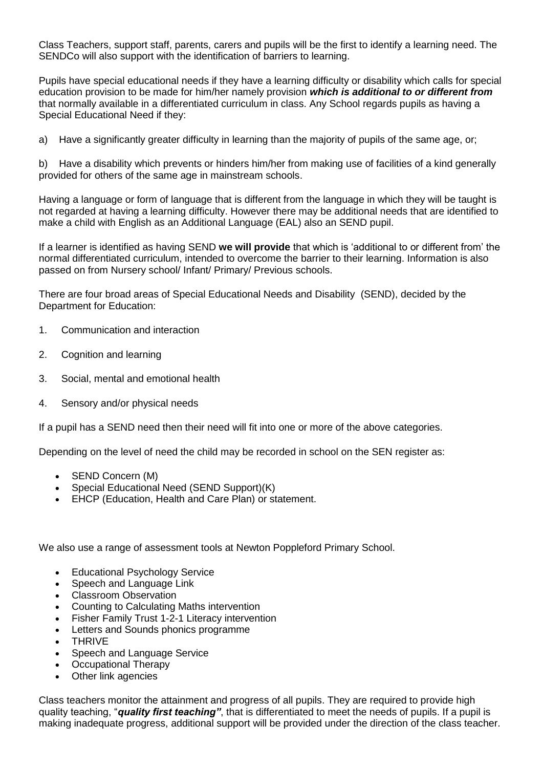Class Teachers, support staff, parents, carers and pupils will be the first to identify a learning need. The SENDCo will also support with the identification of barriers to learning.

Pupils have special educational needs if they have a learning difficulty or disability which calls for special education provision to be made for him/her namely provision ***which is additional to or different from*** that normally available in a differentiated curriculum in class. Any School regards pupils as having a Special Educational Need if they:

a) Have a significantly greater difficulty in learning than the majority of pupils of the same age, or;

b) Have a disability which prevents or hinders him/her from making use of facilities of a kind generally provided for others of the same age in mainstream schools.

Having a language or form of language that is different from the language in which they will be taught is not regarded at having a learning difficulty. However there may be additional needs that are identified to make a child with English as an Additional Language (EAL) also an SEND pupil.

If a learner is identified as having SEND **we will provide** that which is 'additional to or different from' the normal differentiated curriculum, intended to overcome the barrier to their learning. Information is also passed on from Nursery school/ Infant/ Primary/ Previous schools.

There are four broad areas of Special Educational Needs and Disability (SEND), decided by the Department for Education:

1. Communication and interaction
2. Cognition and learning
3. Social, mental and emotional health
4. Sensory and/or physical needs

If a pupil has a SEND need then their need will fit into one or more of the above categories.

Depending on the level of need the child may be recorded in school on the SEN register as:

- SEND Concern (M)
- Special Educational Need (SEND Support)(K)
- EHCP (Education, Health and Care Plan) or statement.

We also use a range of assessment tools at Newton Poppleford Primary School.

- Educational Psychology Service
- Speech and Language Link
- Classroom Observation
- Counting to Calculating Maths intervention
- Fisher Family Trust 1-2-1 Literacy intervention
- Letters and Sounds phonics programme
- THRIVE
- Speech and Language Service
- Occupational Therapy
- Other link agencies

Class teachers monitor the attainment and progress of all pupils. They are required to provide high quality teaching, "***quality first teaching"***, that is differentiated to meet the needs of pupils. If a pupil is making inadequate progress, additional support will be provided under the direction of the class teacher.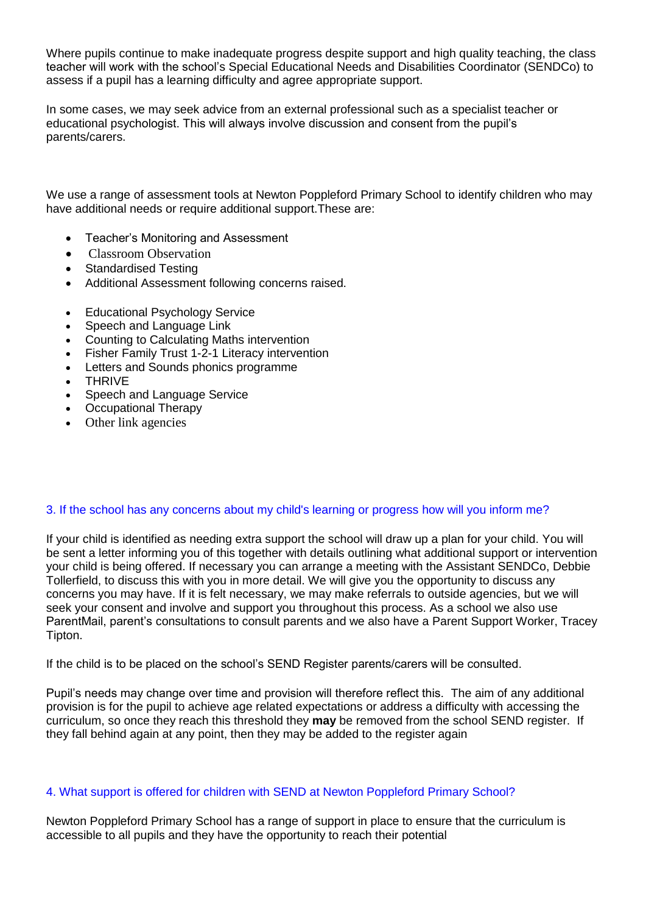Where pupils continue to make inadequate progress despite support and high quality teaching, the class teacher will work with the school's Special Educational Needs and Disabilities Coordinator (SENDCo) to assess if a pupil has a learning difficulty and agree appropriate support.

In some cases, we may seek advice from an external professional such as a specialist teacher or educational psychologist. This will always involve discussion and consent from the pupil's parents/carers.

We use a range of assessment tools at Newton Poppleford Primary School to identify children who may have additional needs or require additional support.These are:

- Teacher's Monitoring and Assessment
- Classroom Observation
- Standardised Testing
- Additional Assessment following concerns raised.

- Educational Psychology Service
- Speech and Language Link
- Counting to Calculating Maths intervention
- Fisher Family Trust 1-2-1 Literacy intervention
- Letters and Sounds phonics programme
- THRIVE
- Speech and Language Service
- Occupational Therapy
- Other link agencies

### 3. If the school has any concerns about my child's learning or progress how will you inform me?

If your child is identified as needing extra support the school will draw up a plan for your child. You will be sent a letter informing you of this together with details outlining what additional support or intervention your child is being offered. If necessary you can arrange a meeting with the Assistant SENDCo, Debbie Tollerfield, to discuss this with you in more detail. We will give you the opportunity to discuss any concerns you may have. If it is felt necessary, we may make referrals to outside agencies, but we will seek your consent and involve and support you throughout this process. As a school we also use ParentMail, parent's consultations to consult parents and we also have a Parent Support Worker, Tracey Tipton.

If the child is to be placed on the school's SEND Register parents/carers will be consulted.

Pupil's needs may change over time and provision will therefore reflect this. The aim of any additional provision is for the pupil to achieve age related expectations or address a difficulty with accessing the curriculum, so once they reach this threshold they **may** be removed from the school SEND register. If they fall behind again at any point, then they may be added to the register again

### 4. What support is offered for children with SEND at Newton Poppleford Primary School?

Newton Poppleford Primary School has a range of support in place to ensure that the curriculum is accessible to all pupils and they have the opportunity to reach their potential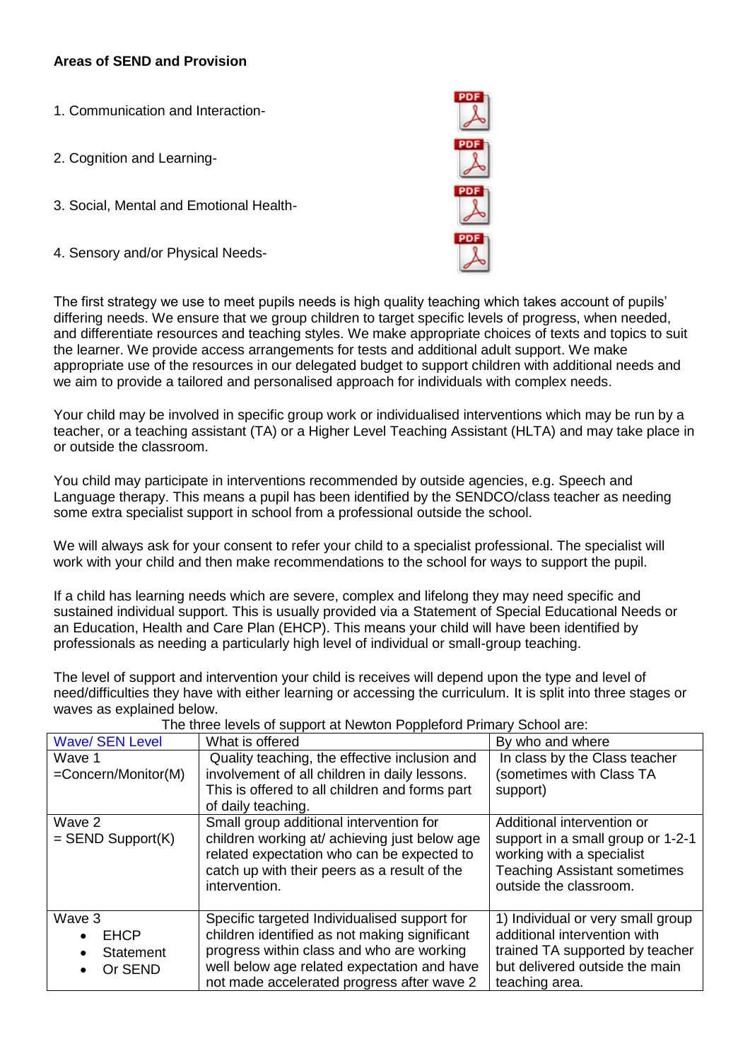**Areas of SEND and Provision**

1. Communication and Interaction-

2. Cognition and Learning-

3. Social, Mental and Emotional Health-

4. Sensory and/or Physical Needs-

The first strategy we use to meet pupils needs is high quality teaching which takes account of pupils' differing needs. We ensure that we group children to target specific levels of progress, when needed, and differentiate resources and teaching styles. We make appropriate choices of texts and topics to suit the learner. We provide access arrangements for tests and additional adult support. We make appropriate use of the resources in our delegated budget to support children with additional needs and we aim to provide a tailored and personalised approach for individuals with complex needs.

Your child may be involved in specific group work or individualised interventions which may be run by a teacher, or a teaching assistant (TA) or a Higher Level Teaching Assistant (HLTA) and may take place in or outside the classroom.

You child may participate in interventions recommended by outside agencies, e.g. Speech and Language therapy. This means a pupil has been identified by the SENDCO/class teacher as needing some extra specialist support in school from a professional outside the school.

We will always ask for your consent to refer your child to a specialist professional. The specialist will work with your child and then make recommendations to the school for ways to support the pupil.

If a child has learning needs which are severe, complex and lifelong they may need specific and sustained individual support. This is usually provided via a Statement of Special Educational Needs or an Education, Health and Care Plan (EHCP). This means your child will have been identified by professionals as needing a particularly high level of individual or small-group teaching.

The level of support and intervention your child is receives will depend upon the type and level of need/difficulties they have with either learning or accessing the curriculum. It is split into three stages or waves as explained below.

The three levels of support at Newton Poppleford Primary School are:

| Wave/ SEN Level | What is offered | By who and where |
|---|---|---|
| Wave 1 =Concern/Monitor(M) | Quality teaching, the effective inclusion and involvement of all children in daily lessons. This is offered to all children and forms part of daily teaching. | In class by the Class teacher (sometimes with Class TA support) |
| Wave 2 = SEND Support(K) | Small group additional intervention for children working at/ achieving just below age related expectation who can be expected to catch up with their peers as a result of the intervention. | Additional intervention or support in a small group or 1-2-1 working with a specialist Teaching Assistant sometimes outside the classroom. |
| Wave 3 <br>• EHCP <br>• Statement <br>• Or SEND | Specific targeted Individualised support for children identified as not making significant progress within class and who are working well below age related expectation and have not made accelerated progress after wave 2 | 1) Individual or very small group additional intervention with trained TA supported by teacher but delivered outside the main teaching area. |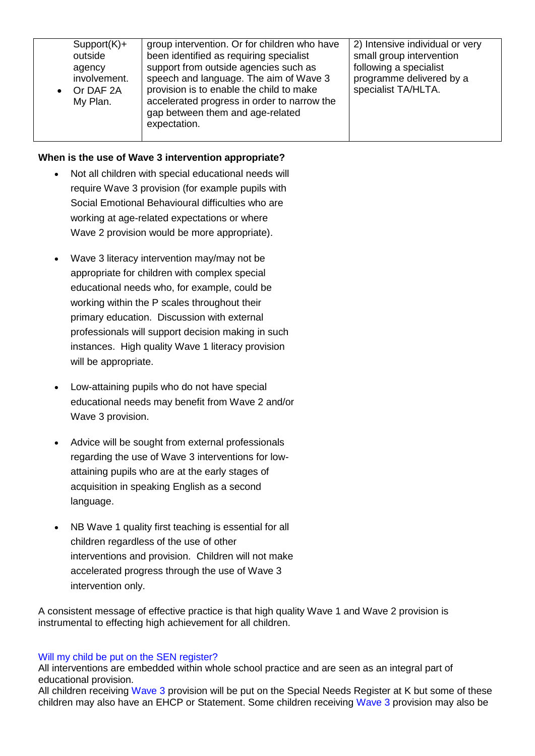| Support(K)+ outside agency involvement.<br>• Or DAF 2A My Plan. | group intervention. Or for children who have been identified as requiring specialist support from outside agencies such as speech and language. The aim of Wave 3 provision is to enable the child to make accelerated progress in order to narrow the gap between them and age-related expectation. | 2) Intensive individual or very small group intervention following a specialist programme delivered by a specialist TA/HLTA. |
|---|---|---|

**When is the use of Wave 3 intervention appropriate?**

- Not all children with special educational needs will require Wave 3 provision (for example pupils with Social Emotional Behavioural difficulties who are working at age-related expectations or where Wave 2 provision would be more appropriate).

- Wave 3 literacy intervention may/may not be appropriate for children with complex special educational needs who, for example, could be working within the P scales throughout their primary education. Discussion with external professionals will support decision making in such instances. High quality Wave 1 literacy provision will be appropriate.

- Low-attaining pupils who do not have special educational needs may benefit from Wave 2 and/or Wave 3 provision.

- Advice will be sought from external professionals regarding the use of Wave 3 interventions for low-attaining pupils who are at the early stages of acquisition in speaking English as a second language.

- NB Wave 1 quality first teaching is essential for all children regardless of the use of other interventions and provision. Children will not make accelerated progress through the use of Wave 3 intervention only.

A consistent message of effective practice is that high quality Wave 1 and Wave 2 provision is instrumental to effecting high achievement for all children.

Will my child be put on the SEN register?
All interventions are embedded within whole school practice and are seen as an integral part of educational provision.
All children receiving Wave 3 provision will be put on the Special Needs Register at K but some of these children may also have an EHCP or Statement. Some children receiving Wave 3 provision may also be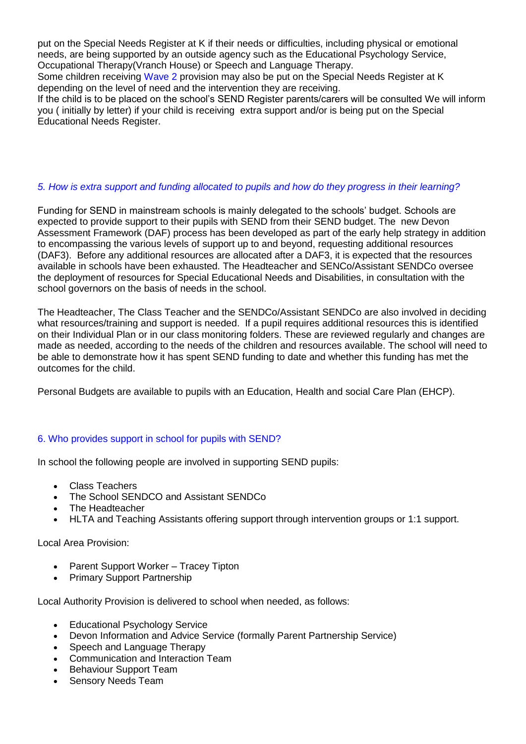put on the Special Needs Register at K if their needs or difficulties, including physical or emotional needs, are being supported by an outside agency such as the Educational Psychology Service, Occupational Therapy(Vranch House) or Speech and Language Therapy.
Some children receiving Wave 2 provision may also be put on the Special Needs Register at K depending on the level of need and the intervention they are receiving.
If the child is to be placed on the school's SEND Register parents/carers will be consulted We will inform you ( initially by letter) if your child is receiving extra support and/or is being put on the Special Educational Needs Register.

### *5. How is extra support and funding allocated to pupils and how do they progress in their learning?*

Funding for SEND in mainstream schools is mainly delegated to the schools' budget. Schools are expected to provide support to their pupils with SEND from their SEND budget. The new Devon Assessment Framework (DAF) process has been developed as part of the early help strategy in addition to encompassing the various levels of support up to and beyond, requesting additional resources (DAF3). Before any additional resources are allocated after a DAF3, it is expected that the resources available in schools have been exhausted. The Headteacher and SENCo/Assistant SENDCo oversee the deployment of resources for Special Educational Needs and Disabilities, in consultation with the school governors on the basis of needs in the school.

The Headteacher, The Class Teacher and the SENDCo/Assistant SENDCo are also involved in deciding what resources/training and support is needed. If a pupil requires additional resources this is identified on their Individual Plan or in our class monitoring folders. These are reviewed regularly and changes are made as needed, according to the needs of the children and resources available. The school will need to be able to demonstrate how it has spent SEND funding to date and whether this funding has met the outcomes for the child.

Personal Budgets are available to pupils with an Education, Health and social Care Plan (EHCP).

### 6. Who provides support in school for pupils with SEND?

In school the following people are involved in supporting SEND pupils:

- Class Teachers
- The School SENDCO and Assistant SENDCo
- The Headteacher
- HLTA and Teaching Assistants offering support through intervention groups or 1:1 support.

Local Area Provision:

- Parent Support Worker – Tracey Tipton
- Primary Support Partnership

Local Authority Provision is delivered to school when needed, as follows:

- Educational Psychology Service
- Devon Information and Advice Service (formally Parent Partnership Service)
- Speech and Language Therapy
- Communication and Interaction Team
- Behaviour Support Team
- Sensory Needs Team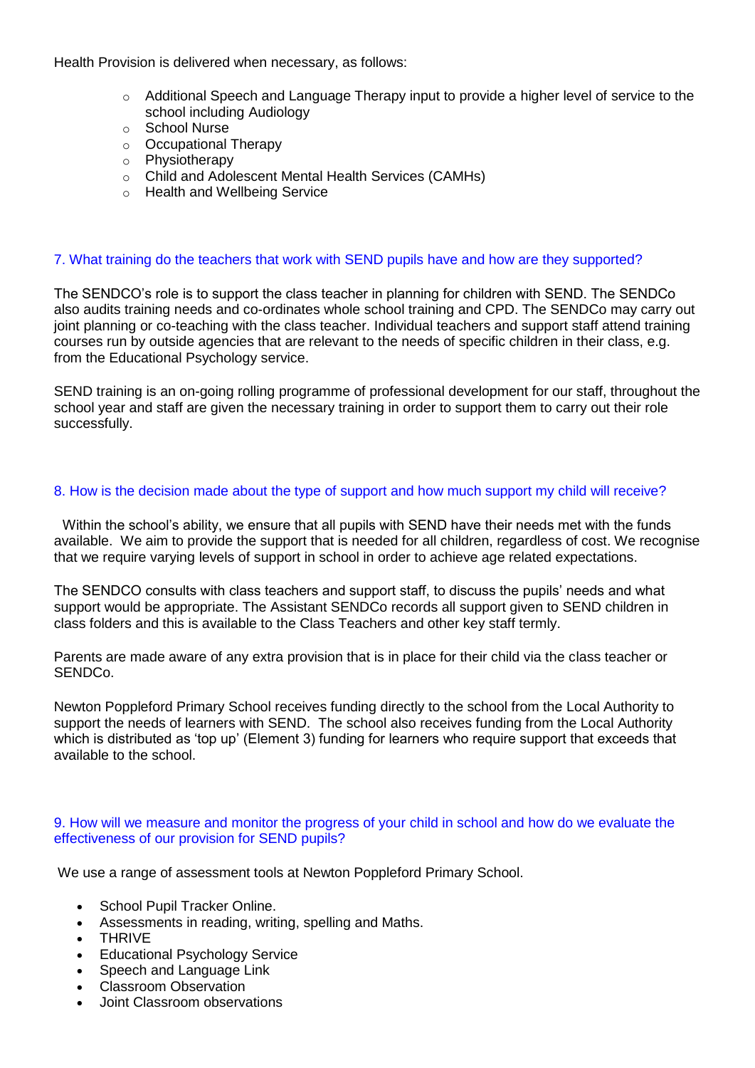Health Provision is delivered when necessary, as follows:

- Additional Speech and Language Therapy input to provide a higher level of service to the school including Audiology
- School Nurse
- Occupational Therapy
- Physiotherapy
- Child and Adolescent Mental Health Services (CAMHs)
- Health and Wellbeing Service

## 7. What training do the teachers that work with SEND pupils have and how are they supported?

The SENDCO's role is to support the class teacher in planning for children with SEND. The SENDCo also audits training needs and co-ordinates whole school training and CPD. The SENDCo may carry out joint planning or co-teaching with the class teacher. Individual teachers and support staff attend training courses run by outside agencies that are relevant to the needs of specific children in their class, e.g. from the Educational Psychology service.

SEND training is an on-going rolling programme of professional development for our staff, throughout the school year and staff are given the necessary training in order to support them to carry out their role successfully.

## 8. How is the decision made about the type of support and how much support my child will receive?

Within the school's ability, we ensure that all pupils with SEND have their needs met with the funds available. We aim to provide the support that is needed for all children, regardless of cost. We recognise that we require varying levels of support in school in order to achieve age related expectations.

The SENDCO consults with class teachers and support staff, to discuss the pupils' needs and what support would be appropriate. The Assistant SENDCo records all support given to SEND children in class folders and this is available to the Class Teachers and other key staff termly.

Parents are made aware of any extra provision that is in place for their child via the class teacher or SENDCo.

Newton Poppleford Primary School receives funding directly to the school from the Local Authority to support the needs of learners with SEND. The school also receives funding from the Local Authority which is distributed as 'top up' (Element 3) funding for learners who require support that exceeds that available to the school.

## 9. How will we measure and monitor the progress of your child in school and how do we evaluate the effectiveness of our provision for SEND pupils?

We use a range of assessment tools at Newton Poppleford Primary School.

- School Pupil Tracker Online.
- Assessments in reading, writing, spelling and Maths.
- THRIVE
- Educational Psychology Service
- Speech and Language Link
- Classroom Observation
- Joint Classroom observations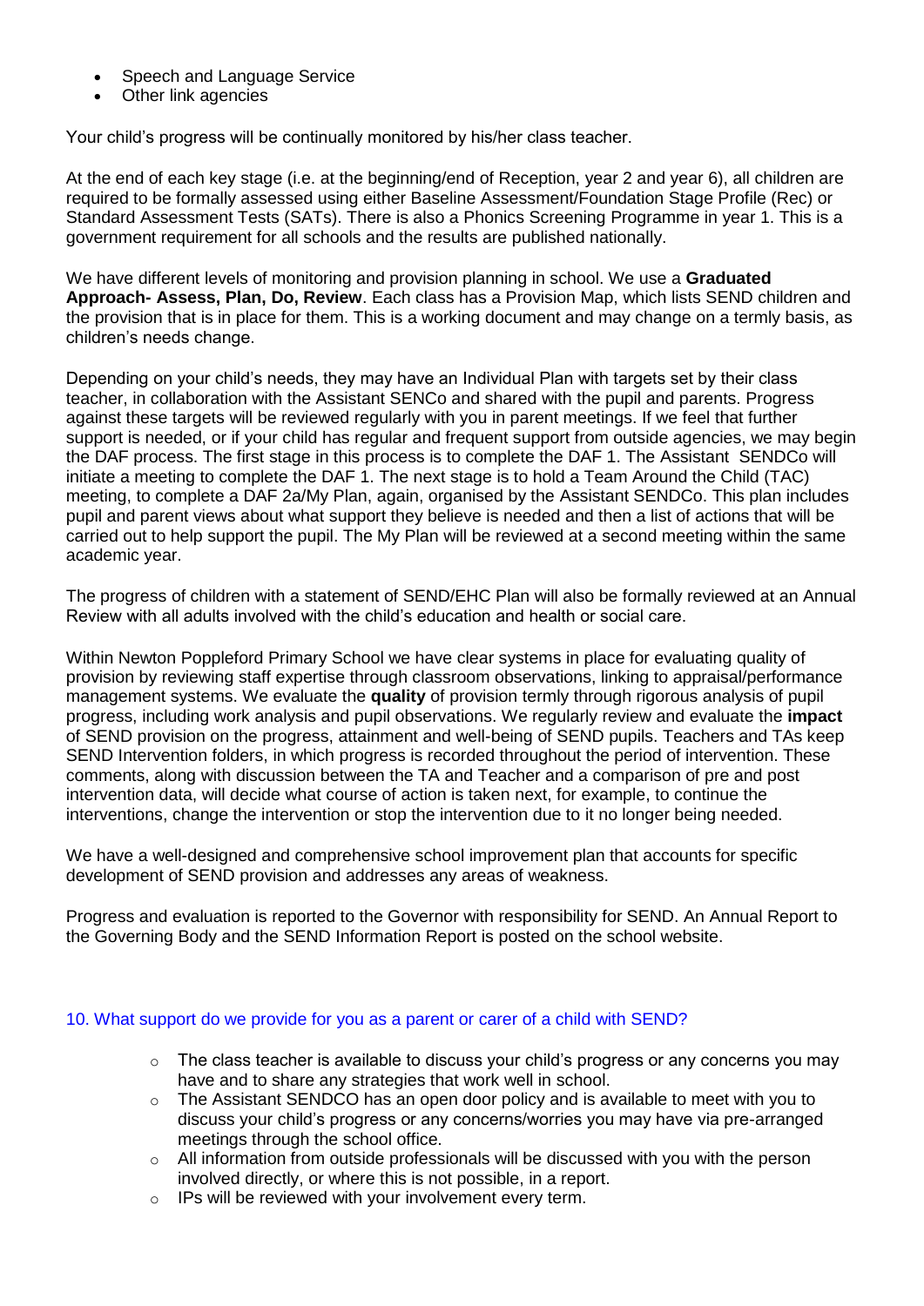- Speech and Language Service
- Other link agencies

Your child's progress will be continually monitored by his/her class teacher.

At the end of each key stage (i.e. at the beginning/end of Reception, year 2 and year 6), all children are required to be formally assessed using either Baseline Assessment/Foundation Stage Profile (Rec) or Standard Assessment Tests (SATs). There is also a Phonics Screening Programme in year 1. This is a government requirement for all schools and the results are published nationally.

We have different levels of monitoring and provision planning in school. We use a **Graduated Approach- Assess, Plan, Do, Review**. Each class has a Provision Map, which lists SEND children and the provision that is in place for them. This is a working document and may change on a termly basis, as children's needs change.

Depending on your child's needs, they may have an Individual Plan with targets set by their class teacher, in collaboration with the Assistant SENCo and shared with the pupil and parents. Progress against these targets will be reviewed regularly with you in parent meetings. If we feel that further support is needed, or if your child has regular and frequent support from outside agencies, we may begin the DAF process. The first stage in this process is to complete the DAF 1. The Assistant SENDCo will initiate a meeting to complete the DAF 1. The next stage is to hold a Team Around the Child (TAC) meeting, to complete a DAF 2a/My Plan, again, organised by the Assistant SENDCo. This plan includes pupil and parent views about what support they believe is needed and then a list of actions that will be carried out to help support the pupil. The My Plan will be reviewed at a second meeting within the same academic year.

The progress of children with a statement of SEND/EHC Plan will also be formally reviewed at an Annual Review with all adults involved with the child's education and health or social care.

Within Newton Poppleford Primary School we have clear systems in place for evaluating quality of provision by reviewing staff expertise through classroom observations, linking to appraisal/performance management systems. We evaluate the **quality** of provision termly through rigorous analysis of pupil progress, including work analysis and pupil observations. We regularly review and evaluate the **impact** of SEND provision on the progress, attainment and well-being of SEND pupils. Teachers and TAs keep SEND Intervention folders, in which progress is recorded throughout the period of intervention. These comments, along with discussion between the TA and Teacher and a comparison of pre and post intervention data, will decide what course of action is taken next, for example, to continue the interventions, change the intervention or stop the intervention due to it no longer being needed.

We have a well-designed and comprehensive school improvement plan that accounts for specific development of SEND provision and addresses any areas of weakness.

Progress and evaluation is reported to the Governor with responsibility for SEND. An Annual Report to the Governing Body and the SEND Information Report is posted on the school website.

## 10. What support do we provide for you as a parent or carer of a child with SEND?

- The class teacher is available to discuss your child's progress or any concerns you may have and to share any strategies that work well in school.
- The Assistant SENDCO has an open door policy and is available to meet with you to discuss your child's progress or any concerns/worries you may have via pre-arranged meetings through the school office.
- All information from outside professionals will be discussed with you with the person involved directly, or where this is not possible, in a report.
- IPs will be reviewed with your involvement every term.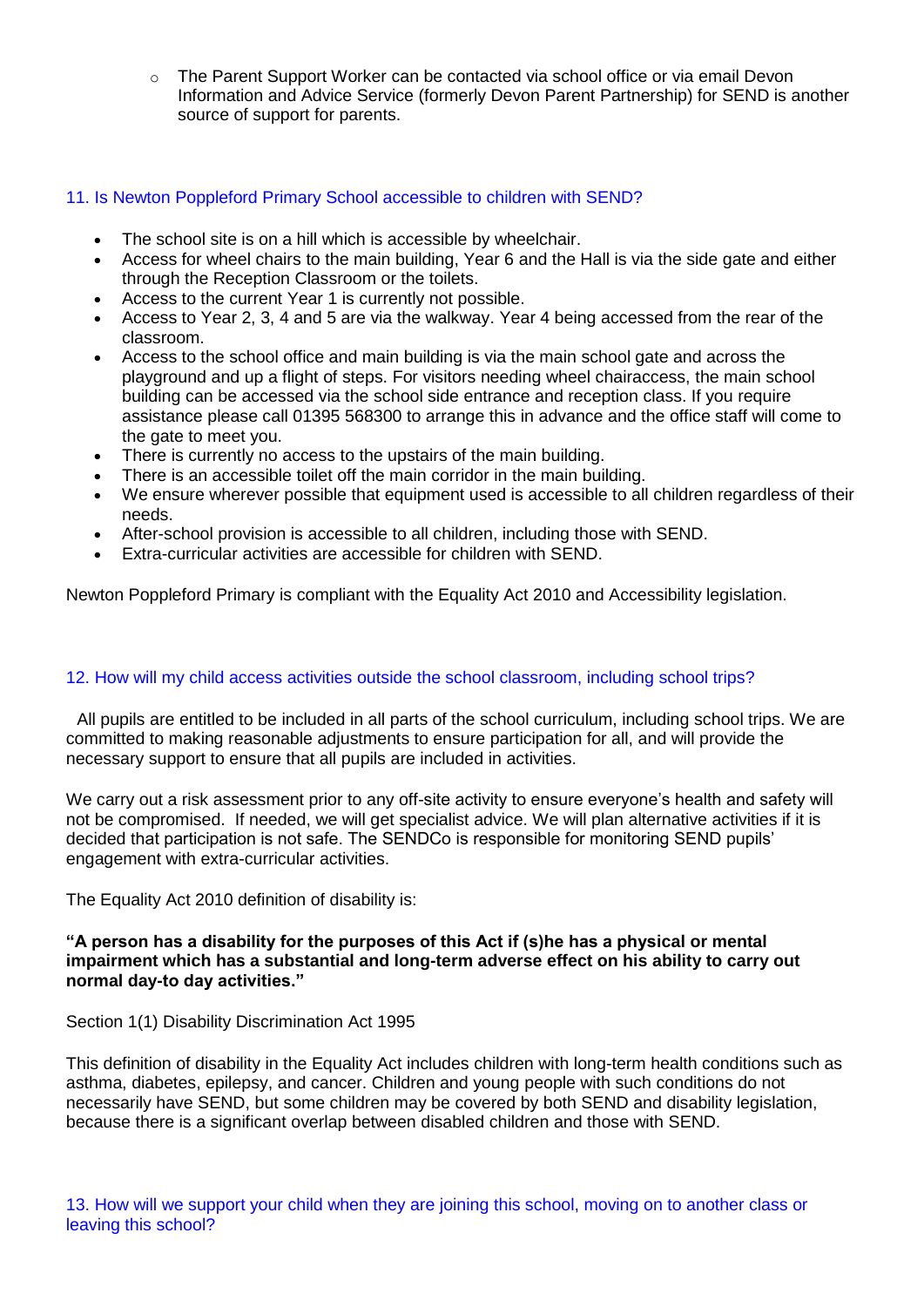- The Parent Support Worker can be contacted via school office or via email Devon Information and Advice Service (formerly Devon Parent Partnership) for SEND is another source of support for parents.

## 11. Is Newton Poppleford Primary School accessible to children with SEND?

- The school site is on a hill which is accessible by wheelchair.
- Access for wheel chairs to the main building, Year 6 and the Hall is via the side gate and either through the Reception Classroom or the toilets.
- Access to the current Year 1 is currently not possible.
- Access to Year 2, 3, 4 and 5 are via the walkway. Year 4 being accessed from the rear of the classroom.
- Access to the school office and main building is via the main school gate and across the playground and up a flight of steps. For visitors needing wheel chairaccess, the main school building can be accessed via the school side entrance and reception class. If you require assistance please call 01395 568300 to arrange this in advance and the office staff will come to the gate to meet you.
- There is currently no access to the upstairs of the main building.
- There is an accessible toilet off the main corridor in the main building.
- We ensure wherever possible that equipment used is accessible to all children regardless of their needs.
- After-school provision is accessible to all children, including those with SEND.
- Extra-curricular activities are accessible for children with SEND.

Newton Poppleford Primary is compliant with the Equality Act 2010 and Accessibility legislation.

## 12. How will my child access activities outside the school classroom, including school trips?

All pupils are entitled to be included in all parts of the school curriculum, including school trips. We are committed to making reasonable adjustments to ensure participation for all, and will provide the necessary support to ensure that all pupils are included in activities.

We carry out a risk assessment prior to any off-site activity to ensure everyone's health and safety will not be compromised. If needed, we will get specialist advice. We will plan alternative activities if it is decided that participation is not safe. The SENDCo is responsible for monitoring SEND pupils' engagement with extra-curricular activities.

The Equality Act 2010 definition of disability is:

**"A person has a disability for the purposes of this Act if (s)he has a physical or mental impairment which has a substantial and long-term adverse effect on his ability to carry out normal day-to day activities."**

Section 1(1) Disability Discrimination Act 1995

This definition of disability in the Equality Act includes children with long-term health conditions such as asthma, diabetes, epilepsy, and cancer. Children and young people with such conditions do not necessarily have SEND, but some children may be covered by both SEND and disability legislation, because there is a significant overlap between disabled children and those with SEND.

## 13. How will we support your child when they are joining this school, moving on to another class or leaving this school?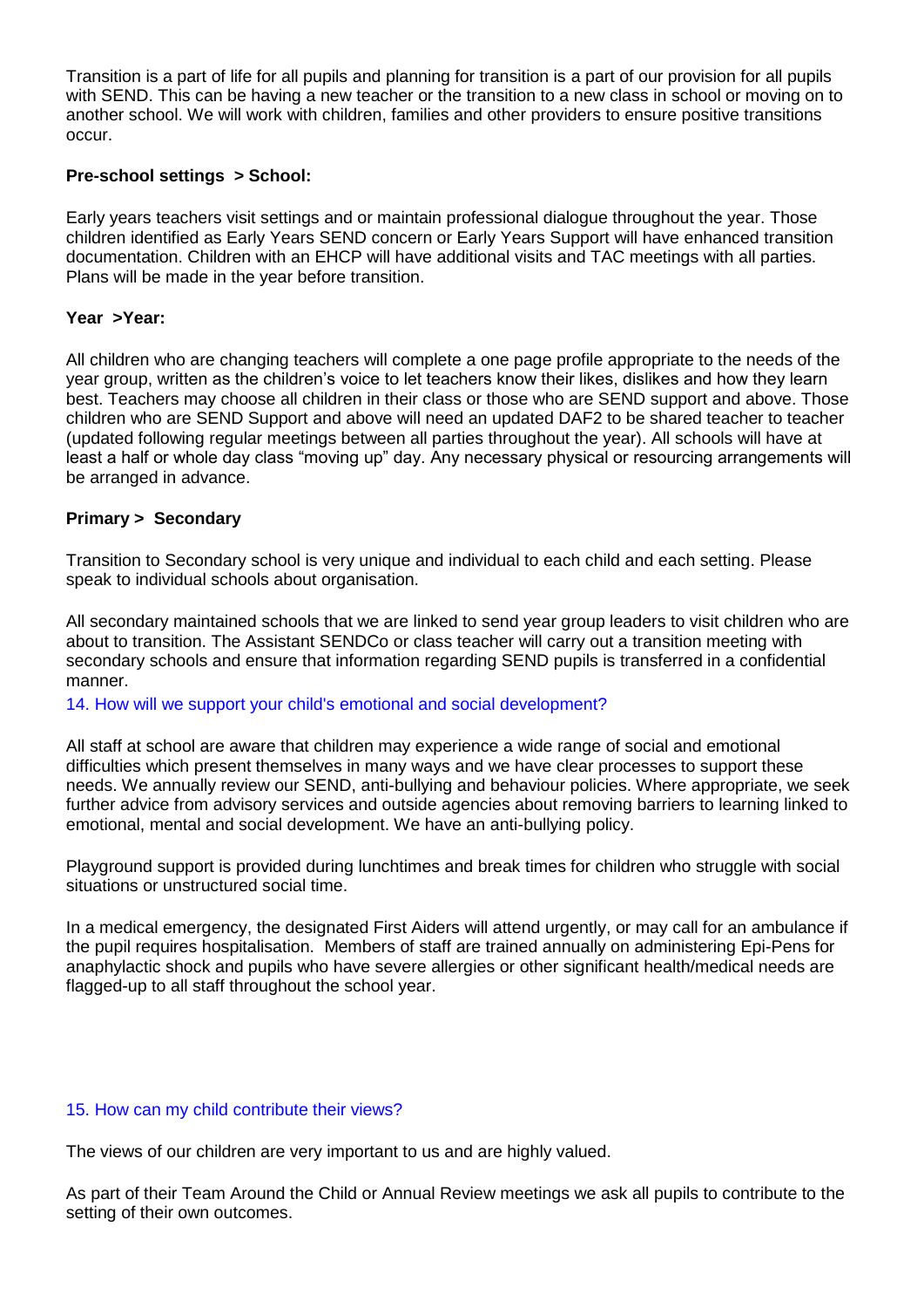Transition is a part of life for all pupils and planning for transition is a part of our provision for all pupils with SEND. This can be having a new teacher or the transition to a new class in school or moving on to another school. We will work with children, families and other providers to ensure positive transitions occur.

**Pre-school settings > School:**

Early years teachers visit settings and or maintain professional dialogue throughout the year. Those children identified as Early Years SEND concern or Early Years Support will have enhanced transition documentation. Children with an EHCP will have additional visits and TAC meetings with all parties. Plans will be made in the year before transition.

**Year >Year:**

All children who are changing teachers will complete a one page profile appropriate to the needs of the year group, written as the children's voice to let teachers know their likes, dislikes and how they learn best. Teachers may choose all children in their class or those who are SEND support and above. Those children who are SEND Support and above will need an updated DAF2 to be shared teacher to teacher (updated following regular meetings between all parties throughout the year). All schools will have at least a half or whole day class "moving up" day. Any necessary physical or resourcing arrangements will be arranged in advance.

**Primary > Secondary**

Transition to Secondary school is very unique and individual to each child and each setting. Please speak to individual schools about organisation.

All secondary maintained schools that we are linked to send year group leaders to visit children who are about to transition. The Assistant SENDCo or class teacher will carry out a transition meeting with secondary schools and ensure that information regarding SEND pupils is transferred in a confidential manner.

## 14. How will we support your child's emotional and social development?

All staff at school are aware that children may experience a wide range of social and emotional difficulties which present themselves in many ways and we have clear processes to support these needs. We annually review our SEND, anti-bullying and behaviour policies. Where appropriate, we seek further advice from advisory services and outside agencies about removing barriers to learning linked to emotional, mental and social development. We have an anti-bullying policy.

Playground support is provided during lunchtimes and break times for children who struggle with social situations or unstructured social time.

In a medical emergency, the designated First Aiders will attend urgently, or may call for an ambulance if the pupil requires hospitalisation. Members of staff are trained annually on administering Epi-Pens for anaphylactic shock and pupils who have severe allergies or other significant health/medical needs are flagged-up to all staff throughout the school year.

## 15. How can my child contribute their views?

The views of our children are very important to us and are highly valued.

As part of their Team Around the Child or Annual Review meetings we ask all pupils to contribute to the setting of their own outcomes.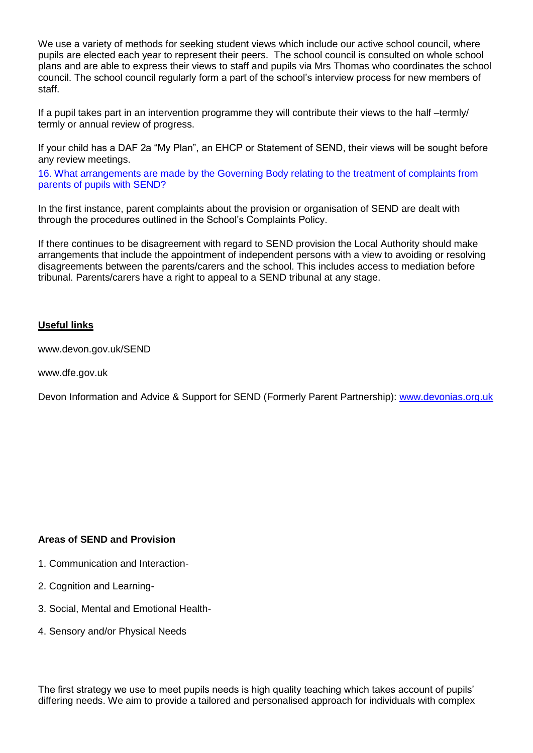We use a variety of methods for seeking student views which include our active school council, where pupils are elected each year to represent their peers. The school council is consulted on whole school plans and are able to express their views to staff and pupils via Mrs Thomas who coordinates the school council. The school council regularly form a part of the school's interview process for new members of staff.

If a pupil takes part in an intervention programme they will contribute their views to the half –termly/ termly or annual review of progress.

If your child has a DAF 2a "My Plan", an EHCP or Statement of SEND, their views will be sought before any review meetings.

### 16. What arrangements are made by the Governing Body relating to the treatment of complaints from parents of pupils with SEND?

In the first instance, parent complaints about the provision or organisation of SEND are dealt with through the procedures outlined in the School's Complaints Policy.

If there continues to be disagreement with regard to SEND provision the Local Authority should make arrangements that include the appointment of independent persons with a view to avoiding or resolving disagreements between the parents/carers and the school. This includes access to mediation before tribunal. Parents/carers have a right to appeal to a SEND tribunal at any stage.

**Useful links**

www.devon.gov.uk/SEND

www.dfe.gov.uk

Devon Information and Advice & Support for SEND (Formerly Parent Partnership): www.devonias.org.uk

**Areas of SEND and Provision**

1. Communication and Interaction-
2. Cognition and Learning-
3. Social, Mental and Emotional Health-
4. Sensory and/or Physical Needs

The first strategy we use to meet pupils needs is high quality teaching which takes account of pupils' differing needs. We aim to provide a tailored and personalised approach for individuals with complex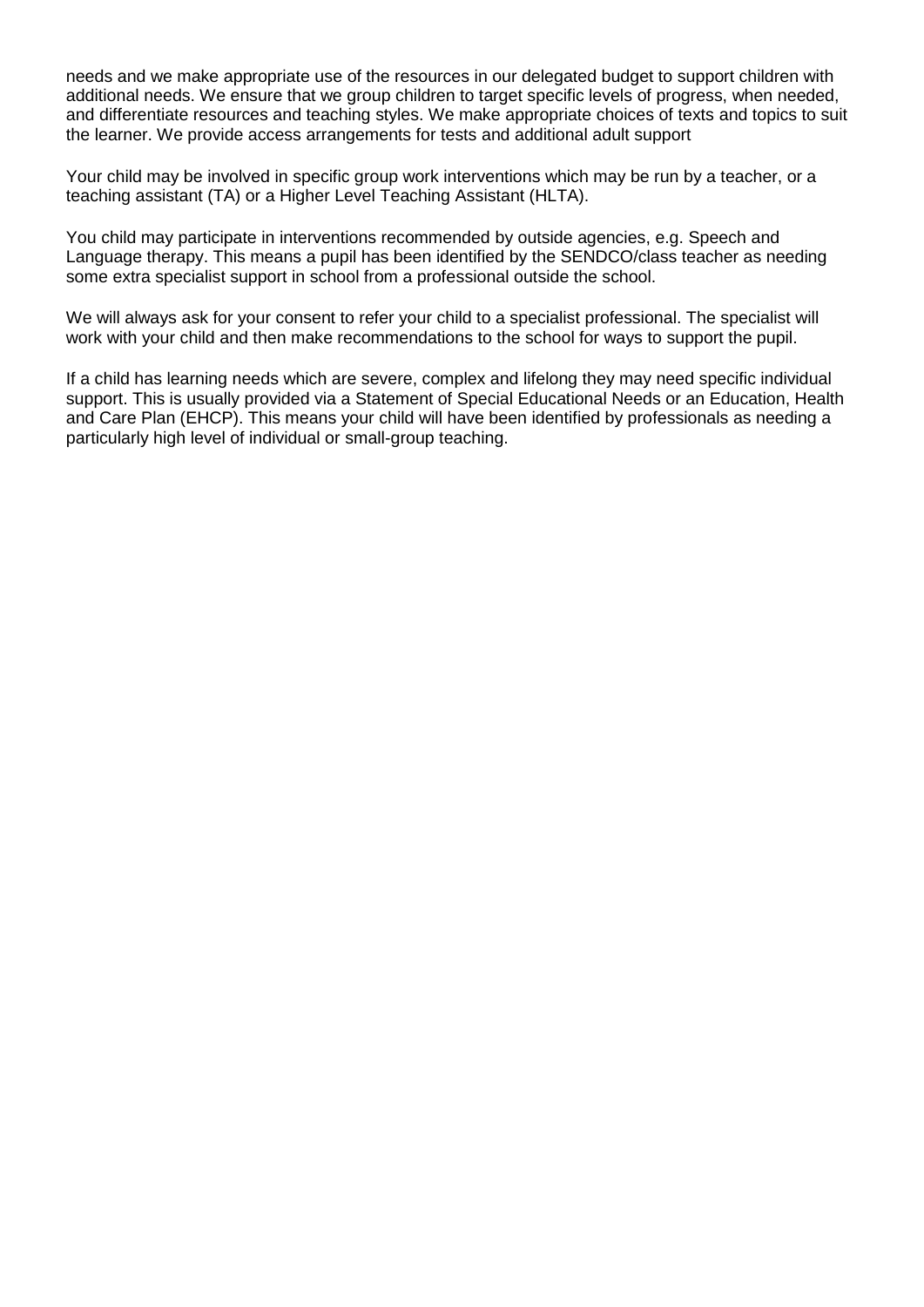needs and we make appropriate use of the resources in our delegated budget to support children with additional needs. We ensure that we group children to target specific levels of progress, when needed, and differentiate resources and teaching styles. We make appropriate choices of texts and topics to suit the learner. We provide access arrangements for tests and additional adult support

Your child may be involved in specific group work interventions which may be run by a teacher, or a teaching assistant (TA) or a Higher Level Teaching Assistant (HLTA).

You child may participate in interventions recommended by outside agencies, e.g. Speech and Language therapy. This means a pupil has been identified by the SENDCO/class teacher as needing some extra specialist support in school from a professional outside the school.

We will always ask for your consent to refer your child to a specialist professional. The specialist will work with your child and then make recommendations to the school for ways to support the pupil.

If a child has learning needs which are severe, complex and lifelong they may need specific individual support. This is usually provided via a Statement of Special Educational Needs or an Education, Health and Care Plan (EHCP). This means your child will have been identified by professionals as needing a particularly high level of individual or small-group teaching.